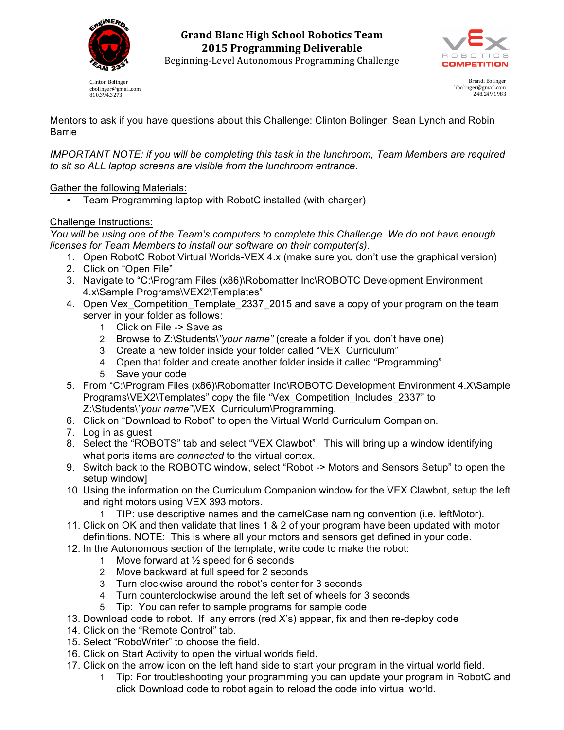# Grand Blanc High School Robotics Team
## 2015 Programming Deliverable
Beginning-Level Autonomous Programming Challenge

Clinton Bolinger
cbolinger@gmail.com
810.394.3273

Brandi Bolinger
bbolinger@gmail.com
248.249.1983

Mentors to ask if you have questions about this Challenge: Clinton Bolinger, Sean Lynch and Robin Barrie

*IMPORTANT NOTE: if you will be completing this task in the lunchroom, Team Members are required to sit so ALL laptop screens are visible from the lunchroom entrance.*

Gather the following Materials:

- Team Programming laptop with RobotC installed (with charger)

Challenge Instructions:

*You will be using one of the Team's computers to complete this Challenge. We do not have enough licenses for Team Members to install our software on their computer(s).*

1. Open RobotC Robot Virtual Worlds-VEX 4.x (make sure you don't use the graphical version)
2. Click on "Open File"
3. Navigate to "C:\Program Files (x86)\Robomatter Inc\ROBOTC Development Environment 4.x\Sample Programs\VEX2\Templates"
4. Open Vex_Competition_Template_2337_2015 and save a copy of your program on the team server in your folder as follows:
    1. Click on File -> Save as
    2. Browse to Z:\Students\*"your name"* (create a folder if you don't have one)
    3. Create a new folder inside your folder called "VEX  Curriculum"
    4. Open that folder and create another folder inside it called "Programming"
    5. Save your code
5. From "C:\Program Files (x86)\Robomatter Inc\ROBOTC Development Environment 4.X\Sample Programs\VEX2\Templates" copy the file "Vex_Competition_Includes_2337" to Z:\Students\*"your name"*\VEX  Curriculum\Programming.
6. Click on "Download to Robot" to open the Virtual World Curriculum Companion.
7. Log in as guest
8. Select the "ROBOTS" tab and select "VEX Clawbot". This will bring up a window identifying what ports items are *connected* to the virtual cortex.
9. Switch back to the ROBOTC window, select "Robot -> Motors and Sensors Setup" to open the setup window]
10. Using the information on the Curriculum Companion window for the VEX Clawbot, setup the left and right motors using VEX 393 motors.
    1. TIP: use descriptive names and the camelCase naming convention (i.e. leftMotor).
11. Click on OK and then validate that lines 1 & 2 of your program have been updated with motor definitions. NOTE: This is where all your motors and sensors get defined in your code.
12. In the Autonomous section of the template, write code to make the robot:
    1. Move forward at ½ speed for 6 seconds
    2. Move backward at full speed for 2 seconds
    3. Turn clockwise around the robot's center for 3 seconds
    4. Turn counterclockwise around the left set of wheels for 3 seconds
    5. Tip: You can refer to sample programs for sample code
13. Download code to robot. If any errors (red X's) appear, fix and then re-deploy code
14. Click on the "Remote Control" tab.
15. Select "RoboWriter" to choose the field.
16. Click on Start Activity to open the virtual worlds field.
17. Click on the arrow icon on the left hand side to start your program in the virtual world field.
    1. Tip: For troubleshooting your programming you can update your program in RobotC and click Download code to robot again to reload the code into virtual world.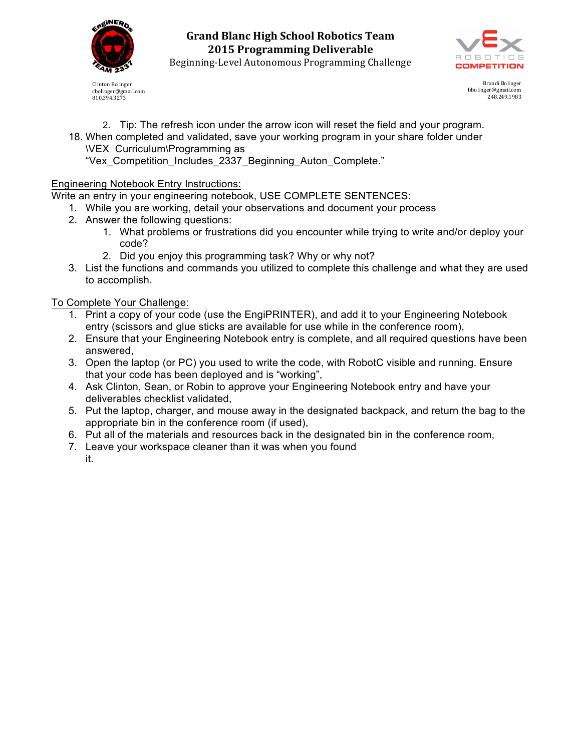2. Tip: The refresh icon under the arrow icon will reset the field and your program.

18. When completed and validated, save your working program in your share folder under \VEX Curriculum\Programming as "Vex_Competition_Includes_2337_Beginning_Auton_Complete."

Engineering Notebook Entry Instructions:

Write an entry in your engineering notebook, USE COMPLETE SENTENCES:

1. While you are working, detail your observations and document your process
2. Answer the following questions:
    1. What problems or frustrations did you encounter while trying to write and/or deploy your code?
    2. Did you enjoy this programming task? Why or why not?
3. List the functions and commands you utilized to complete this challenge and what they are used to accomplish.

To Complete Your Challenge:

1. Print a copy of your code (use the EngiPRINTER), and add it to your Engineering Notebook entry (scissors and glue sticks are available for use while in the conference room),
2. Ensure that your Engineering Notebook entry is complete, and all required questions have been answered,
3. Open the laptop (or PC) you used to write the code, with RobotC visible and running. Ensure that your code has been deployed and is "working",
4. Ask Clinton, Sean, or Robin to approve your Engineering Notebook entry and have your deliverables checklist validated,
5. Put the laptop, charger, and mouse away in the designated backpack, and return the bag to the appropriate bin in the conference room (if used),
6. Put all of the materials and resources back in the designated bin in the conference room,
7. Leave your workspace cleaner than it was when you found it.